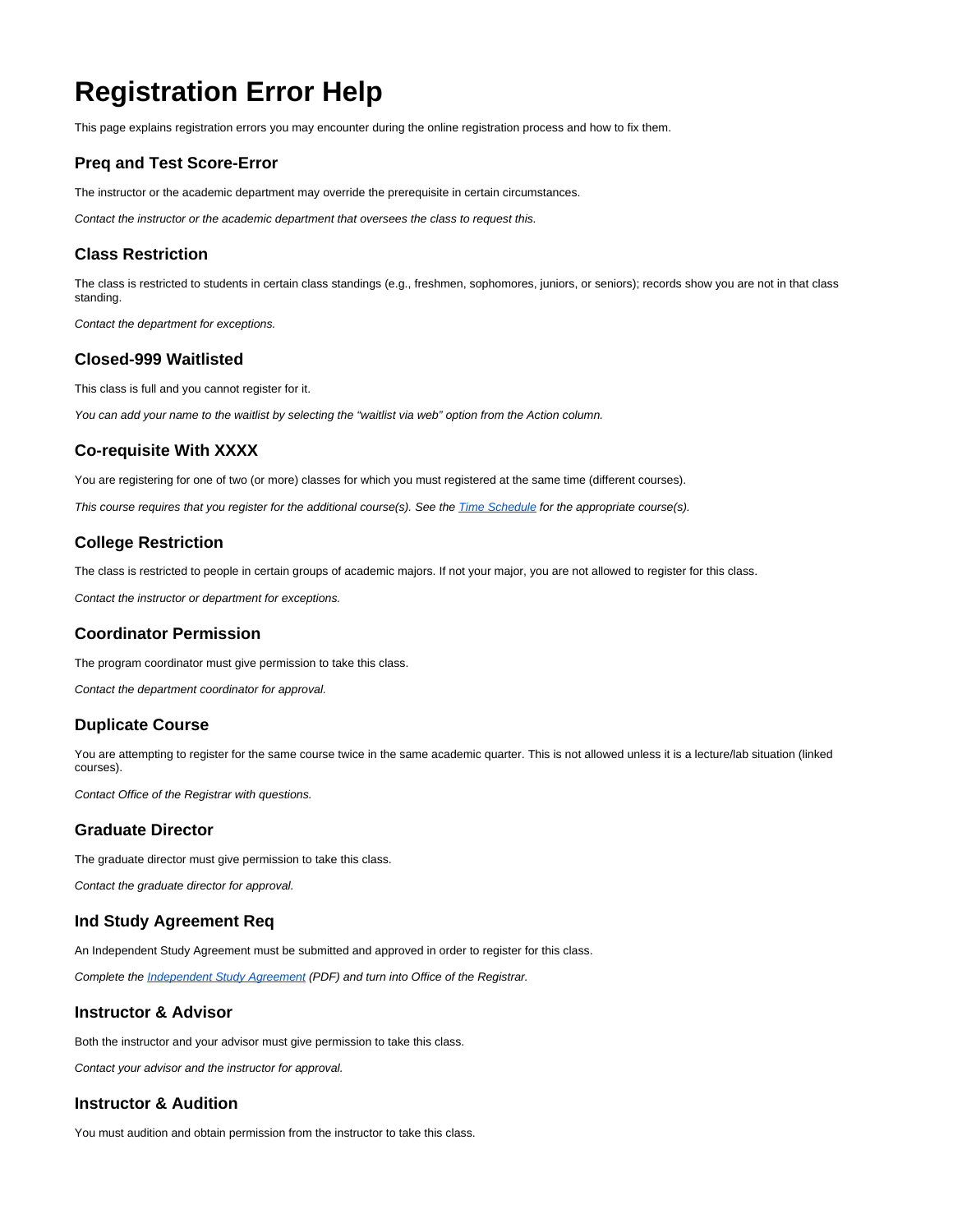# Registration Error Help

This page explains registration errors you may encounter during the online registration process and how to fix them.

## Preq and Test Score-Error

The instructor or the academic department may override the prerequisite in certain circumstances.

*Contact the instructor or the academic department that oversees the class to request this.*

## Class Restriction

The class is restricted to students in certain class standings (e.g., freshmen, sophomores, juniors, or seniors); records show you are not in that class standing.

*Contact the department for exceptions.*

## Closed-999 Waitlisted

This class is full and you cannot register for it.

*You can add your name to the waitlist by selecting the "waitlist via web" option from the Action column.*

## Co-requisite With XXXX

You are registering for one of two (or more) classes for which you must registered at the same time (different courses).

*This course requires that you register for the additional course(s). See the [Time Schedule](#) for the appropriate course(s).*

## College Restriction

The class is restricted to people in certain groups of academic majors. If not your major, you are not allowed to register for this class.

*Contact the instructor or department for exceptions.*

## Coordinator Permission

The program coordinator must give permission to take this class.

*Contact the department coordinator for approval.*

## Duplicate Course

You are attempting to register for the same course twice in the same academic quarter. This is not allowed unless it is a lecture/lab situation (linked courses).

*Contact Office of the Registrar with questions.*

## Graduate Director

The graduate director must give permission to take this class.

*Contact the graduate director for approval.*

## Ind Study Agreement Req

An Independent Study Agreement must be submitted and approved in order to register for this class.

*Complete the [Independent Study Agreement](#) (PDF) and turn into Office of the Registrar.*

## Instructor & Advisor

Both the instructor and your advisor must give permission to take this class.

*Contact your advisor and the instructor for approval.*

## Instructor & Audition

You must audition and obtain permission from the instructor to take this class.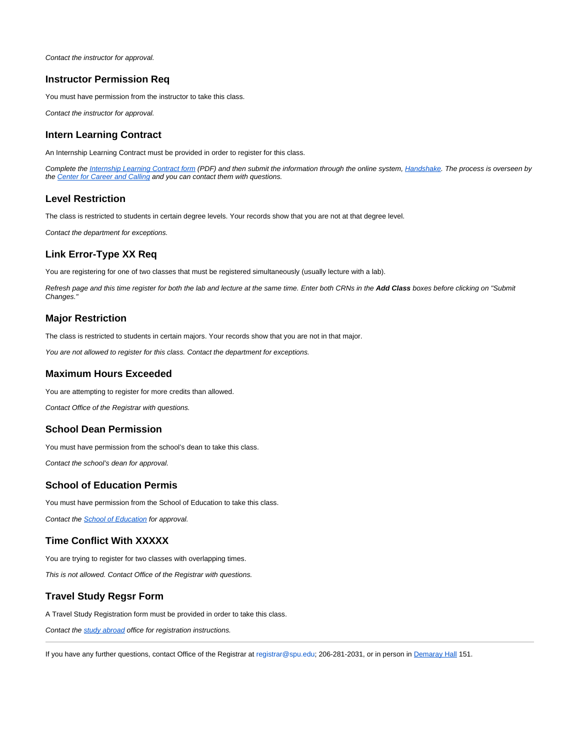*Contact the instructor for approval.*

## Instructor Permission Req

You must have permission from the instructor to take this class.

*Contact the instructor for approval.*

## Intern Learning Contract

An Internship Learning Contract must be provided in order to register for this class.

*Complete the Internship Learning Contract form (PDF) and then submit the information through the online system, Handshake. The process is overseen by the Center for Career and Calling and you can contact them with questions.*

## Level Restriction

The class is restricted to students in certain degree levels. Your records show that you are not at that degree level.

*Contact the department for exceptions.*

## Link Error-Type XX Req

You are registering for one of two classes that must be registered simultaneously (usually lecture with a lab).

*Refresh page and this time register for both the lab and lecture at the same time. Enter both CRNs in the **Add Class** boxes before clicking on "Submit Changes."*

## Major Restriction

The class is restricted to students in certain majors. Your records show that you are not in that major.

*You are not allowed to register for this class. Contact the department for exceptions.*

## Maximum Hours Exceeded

You are attempting to register for more credits than allowed.

*Contact Office of the Registrar with questions.*

## School Dean Permission

You must have permission from the school's dean to take this class.

*Contact the school's dean for approval.*

## School of Education Permis

You must have permission from the School of Education to take this class.

*Contact the School of Education for approval.*

## Time Conflict With XXXXX

You are trying to register for two classes with overlapping times.

*This is not allowed. Contact Office of the Registrar with questions.*

## Travel Study Regsr Form

A Travel Study Registration form must be provided in order to take this class.

*Contact the study abroad office for registration instructions.*

---

If you have any further questions, contact Office of the Registrar at registrar@spu.edu; 206-281-2031, or in person in Demaray Hall 151.